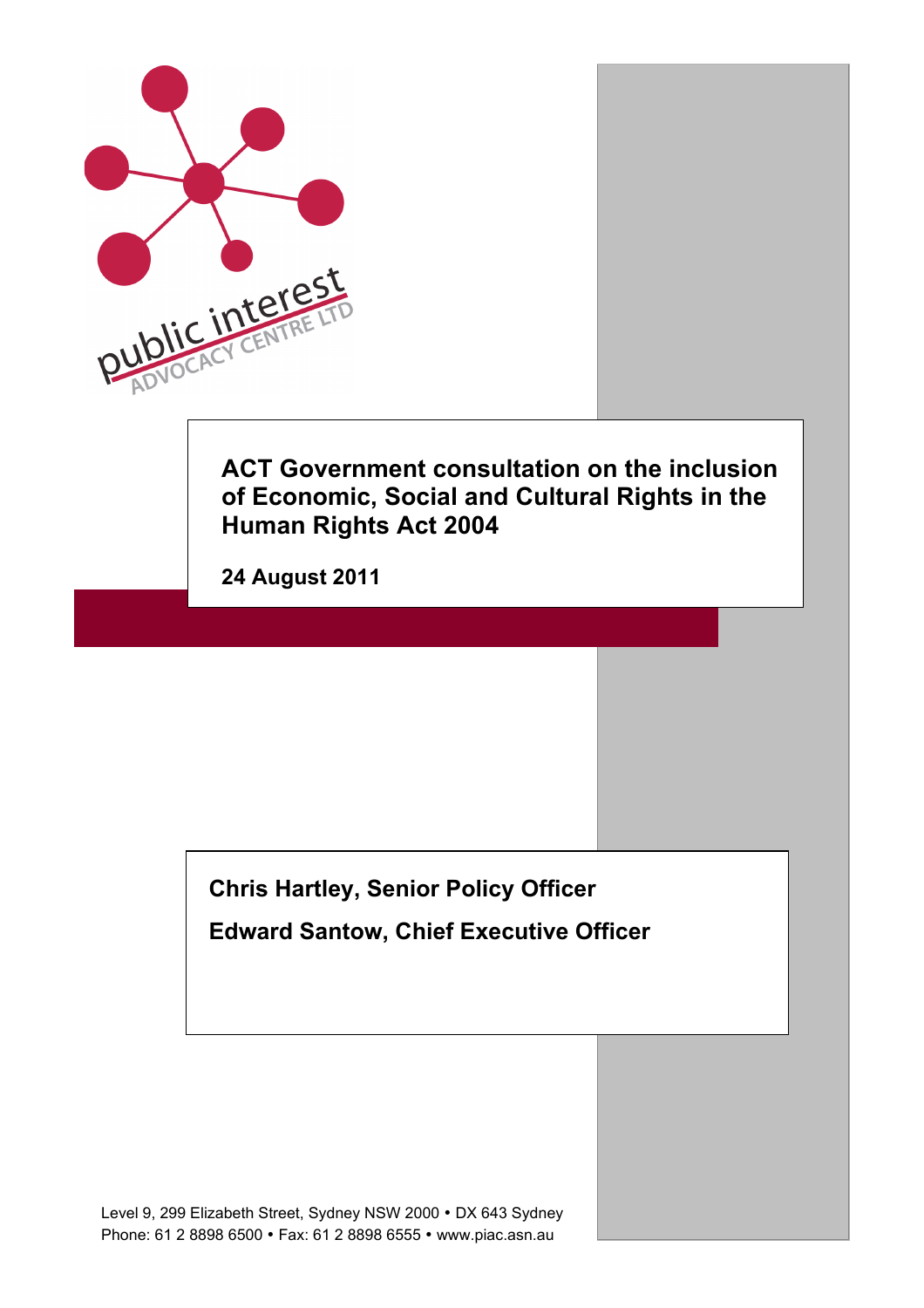public interest ADVOCACY CENTRE LTD

# ACT Government consultation on the inclusion of Economic, Social and Cultural Rights in the Human Rights Act 2004

**24 August 2011**

**Chris Hartley, Senior Policy Officer**

**Edward Santow, Chief Executive Officer**

Level 9, 299 Elizabeth Street, Sydney NSW 2000 • DX 643 Sydney
Phone: 61 2 8898 6500 • Fax: 61 2 8898 6555 • www.piac.asn.au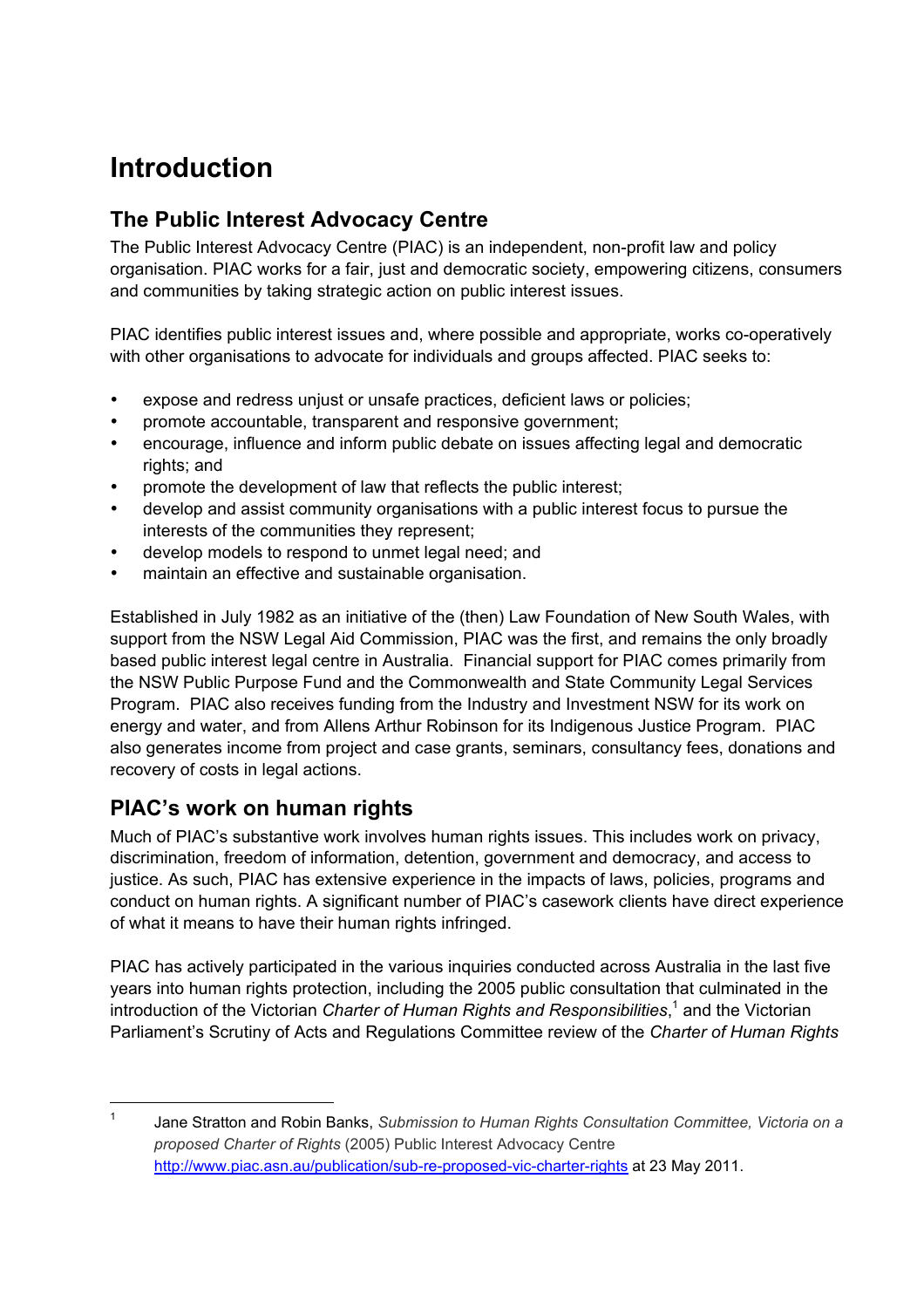# Introduction

## The Public Interest Advocacy Centre

The Public Interest Advocacy Centre (PIAC) is an independent, non-profit law and policy organisation. PIAC works for a fair, just and democratic society, empowering citizens, consumers and communities by taking strategic action on public interest issues.

PIAC identifies public interest issues and, where possible and appropriate, works co-operatively with other organisations to advocate for individuals and groups affected. PIAC seeks to:

- expose and redress unjust or unsafe practices, deficient laws or policies;
- promote accountable, transparent and responsive government;
- encourage, influence and inform public debate on issues affecting legal and democratic rights; and
- promote the development of law that reflects the public interest;
- develop and assist community organisations with a public interest focus to pursue the interests of the communities they represent;
- develop models to respond to unmet legal need; and
- maintain an effective and sustainable organisation.

Established in July 1982 as an initiative of the (then) Law Foundation of New South Wales, with support from the NSW Legal Aid Commission, PIAC was the first, and remains the only broadly based public interest legal centre in Australia. Financial support for PIAC comes primarily from the NSW Public Purpose Fund and the Commonwealth and State Community Legal Services Program. PIAC also receives funding from the Industry and Investment NSW for its work on energy and water, and from Allens Arthur Robinson for its Indigenous Justice Program. PIAC also generates income from project and case grants, seminars, consultancy fees, donations and recovery of costs in legal actions.

## PIAC's work on human rights

Much of PIAC's substantive work involves human rights issues. This includes work on privacy, discrimination, freedom of information, detention, government and democracy, and access to justice. As such, PIAC has extensive experience in the impacts of laws, policies, programs and conduct on human rights. A significant number of PIAC's casework clients have direct experience of what it means to have their human rights infringed.

PIAC has actively participated in the various inquiries conducted across Australia in the last five years into human rights protection, including the 2005 public consultation that culminated in the introduction of the Victorian *Charter of Human Rights and Responsibilities*,[1] and the Victorian Parliament's Scrutiny of Acts and Regulations Committee review of the *Charter of Human Rights*

---

[1] Jane Stratton and Robin Banks, *Submission to Human Rights Consultation Committee, Victoria on a proposed Charter of Rights* (2005) Public Interest Advocacy Centre http://www.piac.asn.au/publication/sub-re-proposed-vic-charter-rights at 23 May 2011.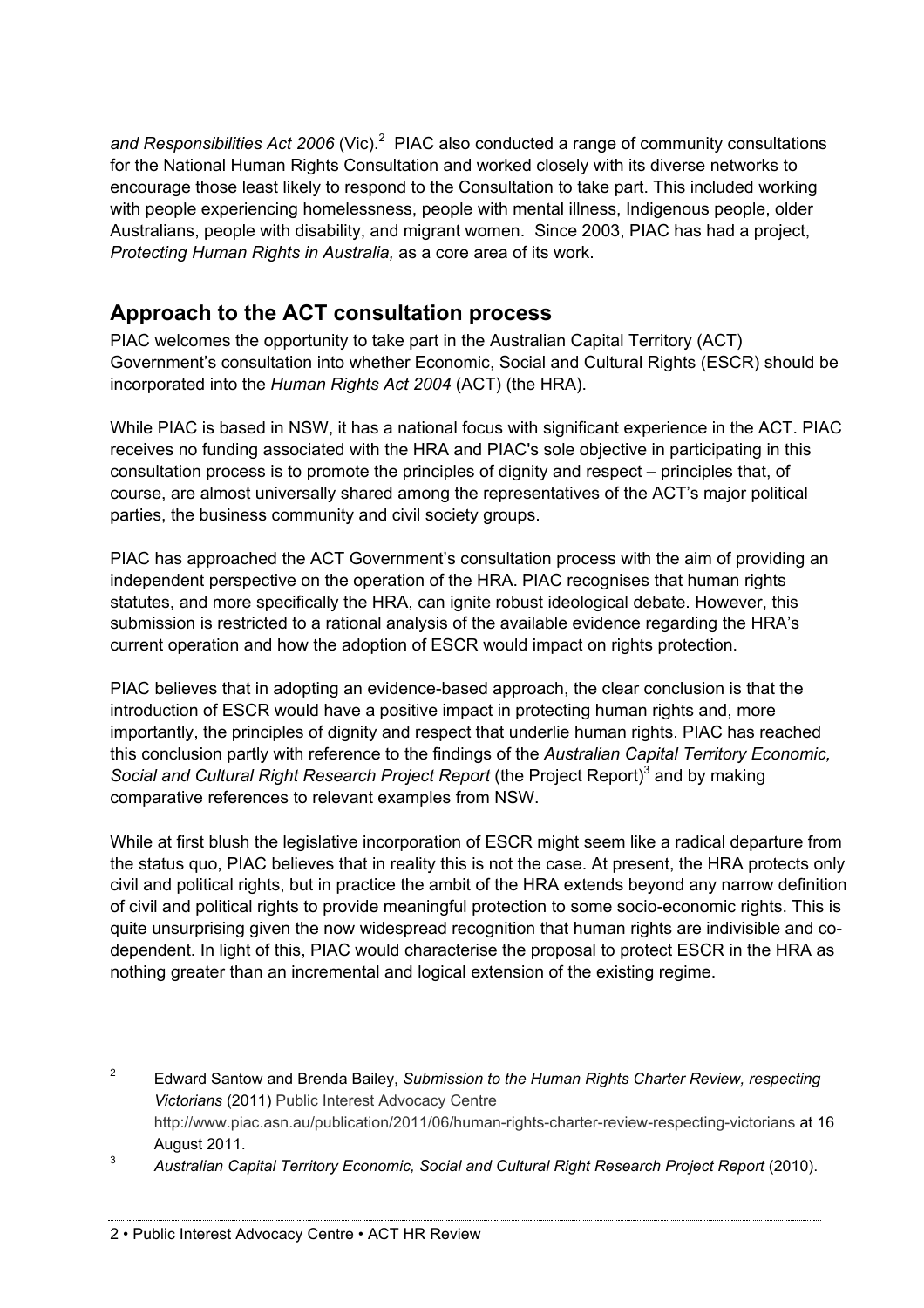*and Responsibilities Act 2006* (Vic).[2] PIAC also conducted a range of community consultations for the National Human Rights Consultation and worked closely with its diverse networks to encourage those least likely to respond to the Consultation to take part. This included working with people experiencing homelessness, people with mental illness, Indigenous people, older Australians, people with disability, and migrant women. Since 2003, PIAC has had a project, *Protecting Human Rights in Australia,* as a core area of its work.

## Approach to the ACT consultation process

PIAC welcomes the opportunity to take part in the Australian Capital Territory (ACT) Government's consultation into whether Economic, Social and Cultural Rights (ESCR) should be incorporated into the *Human Rights Act 2004* (ACT) (the HRA).

While PIAC is based in NSW, it has a national focus with significant experience in the ACT. PIAC receives no funding associated with the HRA and PIAC's sole objective in participating in this consultation process is to promote the principles of dignity and respect – principles that, of course, are almost universally shared among the representatives of the ACT's major political parties, the business community and civil society groups.

PIAC has approached the ACT Government's consultation process with the aim of providing an independent perspective on the operation of the HRA. PIAC recognises that human rights statutes, and more specifically the HRA, can ignite robust ideological debate. However, this submission is restricted to a rational analysis of the available evidence regarding the HRA's current operation and how the adoption of ESCR would impact on rights protection.

PIAC believes that in adopting an evidence-based approach, the clear conclusion is that the introduction of ESCR would have a positive impact in protecting human rights and, more importantly, the principles of dignity and respect that underlie human rights. PIAC has reached this conclusion partly with reference to the findings of the *Australian Capital Territory Economic, Social and Cultural Right Research Project Report* (the Project Report)[3] and by making comparative references to relevant examples from NSW.

While at first blush the legislative incorporation of ESCR might seem like a radical departure from the status quo, PIAC believes that in reality this is not the case. At present, the HRA protects only civil and political rights, but in practice the ambit of the HRA extends beyond any narrow definition of civil and political rights to provide meaningful protection to some socio-economic rights. This is quite unsurprising given the now widespread recognition that human rights are indivisible and co-dependent. In light of this, PIAC would characterise the proposal to protect ESCR in the HRA as nothing greater than an incremental and logical extension of the existing regime.

---

[2] Edward Santow and Brenda Bailey, *Submission to the Human Rights Charter Review, respecting Victorians* (2011) Public Interest Advocacy Centre http://www.piac.asn.au/publication/2011/06/human-rights-charter-review-respecting-victorians at 16 August 2011.

[3] *Australian Capital Territory Economic, Social and Cultural Right Research Project Report* (2010).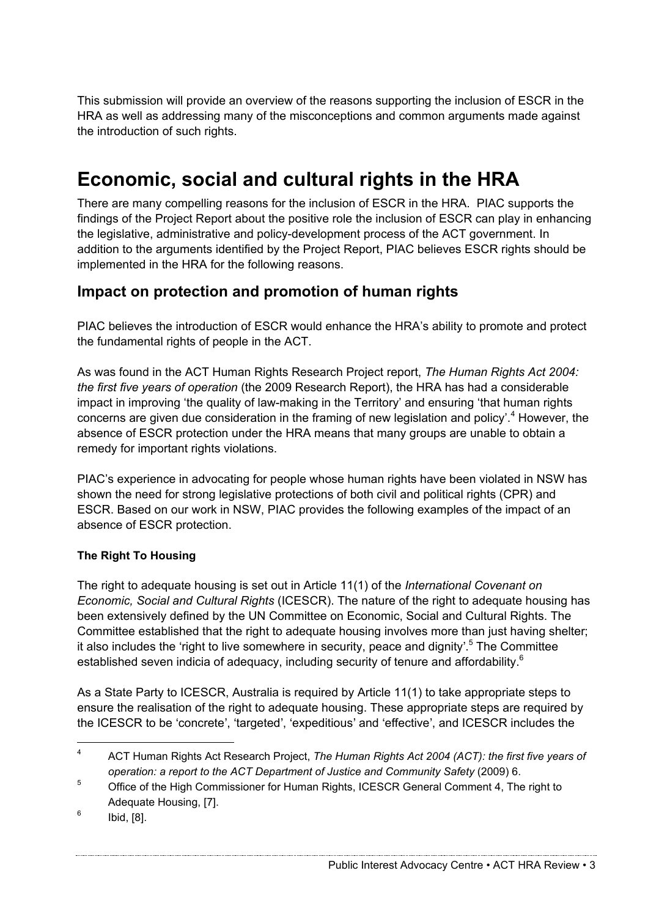This submission will provide an overview of the reasons supporting the inclusion of ESCR in the HRA as well as addressing many of the misconceptions and common arguments made against the introduction of such rights.

# Economic, social and cultural rights in the HRA

There are many compelling reasons for the inclusion of ESCR in the HRA. PIAC supports the findings of the Project Report about the positive role the inclusion of ESCR can play in enhancing the legislative, administrative and policy-development process of the ACT government. In addition to the arguments identified by the Project Report, PIAC believes ESCR rights should be implemented in the HRA for the following reasons.

## Impact on protection and promotion of human rights

PIAC believes the introduction of ESCR would enhance the HRA's ability to promote and protect the fundamental rights of people in the ACT.

As was found in the ACT Human Rights Research Project report, *The Human Rights Act 2004: the first five years of operation* (the 2009 Research Report), the HRA has had a considerable impact in improving 'the quality of law-making in the Territory' and ensuring 'that human rights concerns are given due consideration in the framing of new legislation and policy'.[4] However, the absence of ESCR protection under the HRA means that many groups are unable to obtain a remedy for important rights violations.

PIAC's experience in advocating for people whose human rights have been violated in NSW has shown the need for strong legislative protections of both civil and political rights (CPR) and ESCR. Based on our work in NSW, PIAC provides the following examples of the impact of an absence of ESCR protection.

**The Right To Housing**

The right to adequate housing is set out in Article 11(1) of the *International Covenant on Economic, Social and Cultural Rights* (ICESCR). The nature of the right to adequate housing has been extensively defined by the UN Committee on Economic, Social and Cultural Rights. The Committee established that the right to adequate housing involves more than just having shelter; it also includes the 'right to live somewhere in security, peace and dignity'.[5] The Committee established seven indicia of adequacy, including security of tenure and affordability.[6]

As a State Party to ICESCR, Australia is required by Article 11(1) to take appropriate steps to ensure the realisation of the right to adequate housing. These appropriate steps are required by the ICESCR to be 'concrete', 'targeted', 'expeditious' and 'effective', and ICESCR includes the

---

[4] ACT Human Rights Act Research Project, *The Human Rights Act 2004 (ACT): the first five years of operation: a report to the ACT Department of Justice and Community Safety* (2009) 6.

[5] Office of the High Commissioner for Human Rights, ICESCR General Comment 4, The right to Adequate Housing, [7].

[6] Ibid, [8].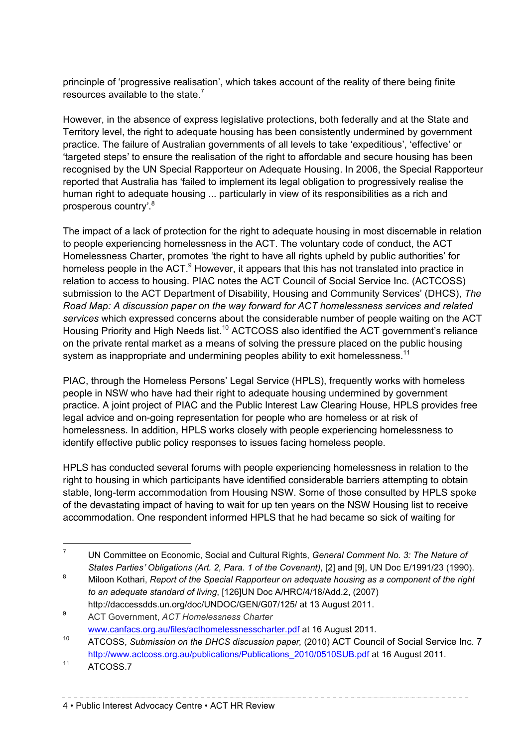principnle of 'progressive realisation', which takes account of the reality of there being finite resources available to the state.[7]

However, in the absence of express legislative protections, both federally and at the State and Territory level, the right to adequate housing has been consistently undermined by government practice. The failure of Australian governments of all levels to take 'expeditious', 'effective' or 'targeted steps' to ensure the realisation of the right to affordable and secure housing has been recognised by the UN Special Rapporteur on Adequate Housing. In 2006, the Special Rapporteur reported that Australia has 'failed to implement its legal obligation to progressively realise the human right to adequate housing ... particularly in view of its responsibilities as a rich and prosperous country'.[8]

The impact of a lack of protection for the right to adequate housing in most discernable in relation to people experiencing homelessness in the ACT. The voluntary code of conduct, the ACT Homelessness Charter, promotes 'the right to have all rights upheld by public authorities' for homeless people in the ACT.[9] However, it appears that this has not translated into practice in relation to access to housing. PIAC notes the ACT Council of Social Service Inc. (ACTCOSS) submission to the ACT Department of Disability, Housing and Community Services' (DHCS), *The Road Map: A discussion paper on the way forward for ACT homelessness services and related services* which expressed concerns about the considerable number of people waiting on the ACT Housing Priority and High Needs list.[10] ACTCOSS also identified the ACT government's reliance on the private rental market as a means of solving the pressure placed on the public housing system as inappropriate and undermining peoples ability to exit homelessness.[11]

PIAC, through the Homeless Persons' Legal Service (HPLS), frequently works with homeless people in NSW who have had their right to adequate housing undermined by government practice. A joint project of PIAC and the Public Interest Law Clearing House, HPLS provides free legal advice and on-going representation for people who are homeless or at risk of homelessness. In addition, HPLS works closely with people experiencing homelessness to identify effective public policy responses to issues facing homeless people.

HPLS has conducted several forums with people experiencing homelessness in relation to the right to housing in which participants have identified considerable barriers attempting to obtain stable, long-term accommodation from Housing NSW. Some of those consulted by HPLS spoke of the devastating impact of having to wait for up ten years on the NSW Housing list to receive accommodation. One respondent informed HPLS that he had became so sick of waiting for

---

[7] UN Committee on Economic, Social and Cultural Rights, *General Comment No. 3: The Nature of States Parties' Obligations (Art. 2, Para. 1 of the Covenant)*, [2] and [9], UN Doc E/1991/23 (1990).

[8] Miloon Kothari, *Report of the Special Rapporteur on adequate housing as a component of the right to an adequate standard of living*, [126]UN Doc A/HRC/4/18/Add.2, (2007) http://daccessdds.un.org/doc/UNDOC/GEN/G07/125/ at 13 August 2011.

[9] ACT Government, *ACT Homelessness Charter* www.canfacs.org.au/files/acthomelessnesscharter.pdf at 16 August 2011.

[10] ATCOSS, *Submission on the DHCS discussion paper,* (2010) ACT Council of Social Service Inc. 7 http://www.actcoss.org.au/publications/Publications_2010/0510SUB.pdf at 16 August 2011.

[11] ATCOSS.7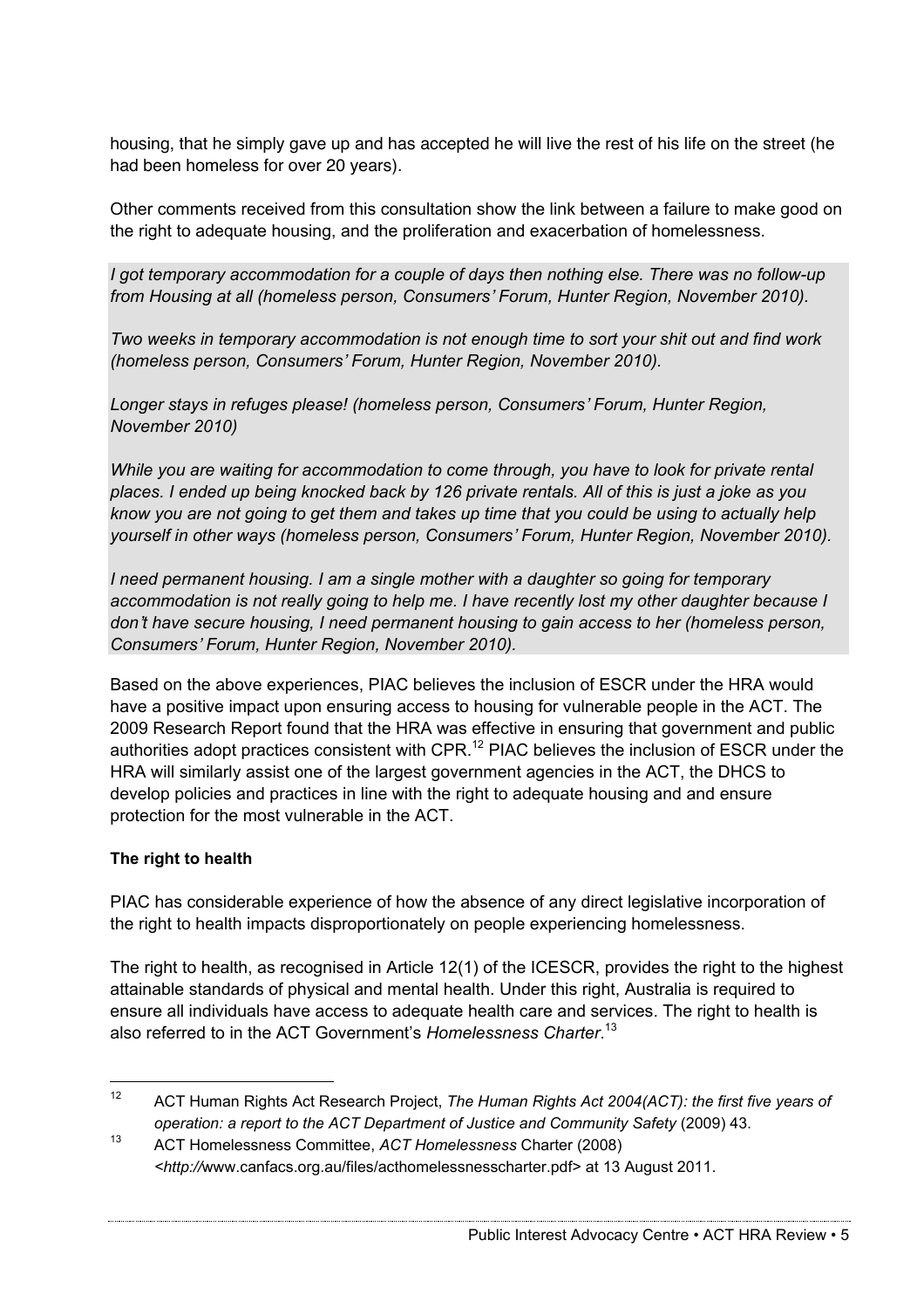housing, that he simply gave up and has accepted he will live the rest of his life on the street (he had been homeless for over 20 years).

Other comments received from this consultation show the link between a failure to make good on the right to adequate housing, and the proliferation and exacerbation of homelessness.

*I got temporary accommodation for a couple of days then nothing else. There was no follow-up from Housing at all (homeless person, Consumers' Forum, Hunter Region, November 2010).*

*Two weeks in temporary accommodation is not enough time to sort your shit out and find work (homeless person, Consumers' Forum, Hunter Region, November 2010).*

*Longer stays in refuges please! (homeless person, Consumers' Forum, Hunter Region, November 2010)*

*While you are waiting for accommodation to come through, you have to look for private rental places. I ended up being knocked back by 126 private rentals. All of this is just a joke as you know you are not going to get them and takes up time that you could be using to actually help yourself in other ways (homeless person, Consumers' Forum, Hunter Region, November 2010).*

*I need permanent housing. I am a single mother with a daughter so going for temporary accommodation is not really going to help me. I have recently lost my other daughter because I don't have secure housing, I need permanent housing to gain access to her (homeless person, Consumers' Forum, Hunter Region, November 2010).*

Based on the above experiences, PIAC believes the inclusion of ESCR under the HRA would have a positive impact upon ensuring access to housing for vulnerable people in the ACT. The 2009 Research Report found that the HRA was effective in ensuring that government and public authorities adopt practices consistent with CPR.[12] PIAC believes the inclusion of ESCR under the HRA will similarly assist one of the largest government agencies in the ACT, the DHCS to develop policies and practices in line with the right to adequate housing and and ensure protection for the most vulnerable in the ACT.

**The right to health**

PIAC has considerable experience of how the absence of any direct legislative incorporation of the right to health impacts disproportionately on people experiencing homelessness.

The right to health, as recognised in Article 12(1) of the ICESCR, provides the right to the highest attainable standards of physical and mental health. Under this right, Australia is required to ensure all individuals have access to adequate health care and services. The right to health is also referred to in the ACT Government's *Homelessness Charter*.[13]

---

[12] ACT Human Rights Act Research Project, *The Human Rights Act 2004(ACT): the first five years of operation: a report to the ACT Department of Justice and Community Safety* (2009) 43.

[13] ACT Homelessness Committee, *ACT Homelessness* Charter (2008) <*http://*www.canfacs.org.au/files/acthomelessnesscharter.pdf> at 13 August 2011.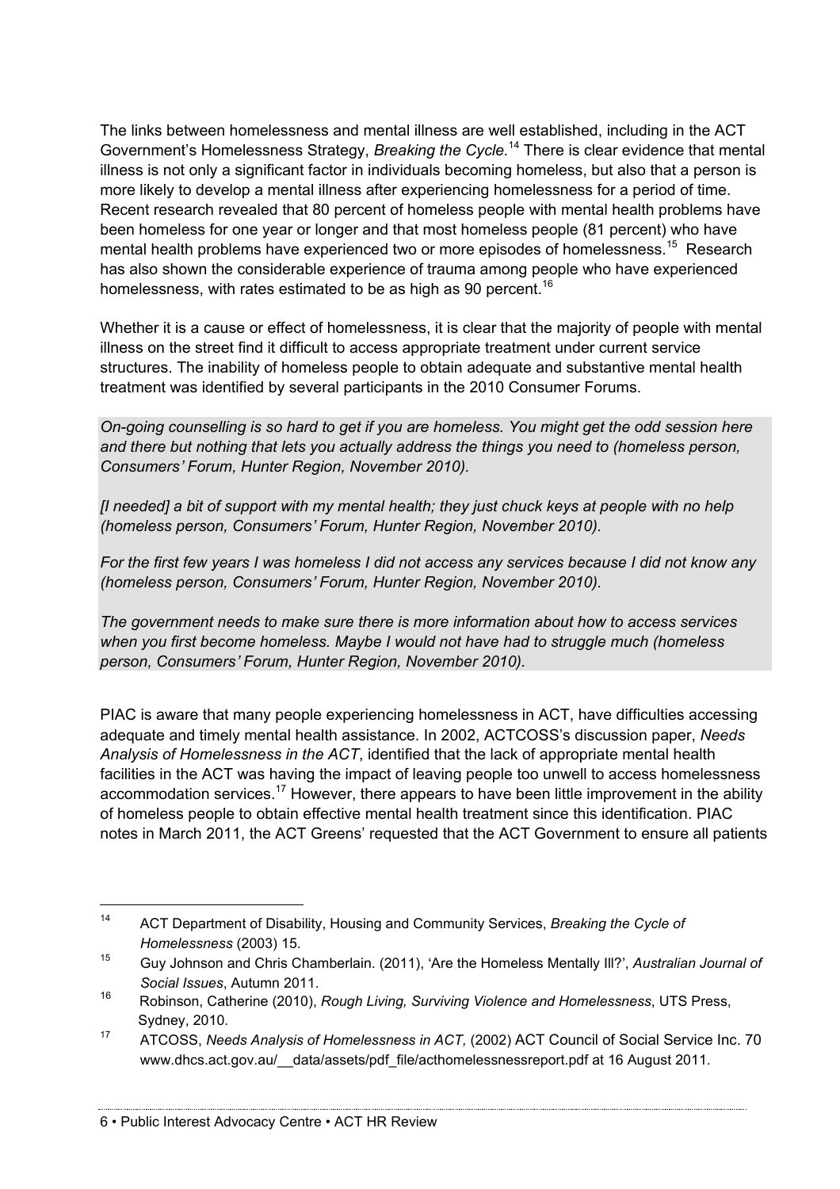The links between homelessness and mental illness are well established, including in the ACT Government's Homelessness Strategy, *Breaking the Cycle.*[14] There is clear evidence that mental illness is not only a significant factor in individuals becoming homeless, but also that a person is more likely to develop a mental illness after experiencing homelessness for a period of time. Recent research revealed that 80 percent of homeless people with mental health problems have been homeless for one year or longer and that most homeless people (81 percent) who have mental health problems have experienced two or more episodes of homelessness.[15] Research has also shown the considerable experience of trauma among people who have experienced homelessness, with rates estimated to be as high as 90 percent.[16]

Whether it is a cause or effect of homelessness, it is clear that the majority of people with mental illness on the street find it difficult to access appropriate treatment under current service structures. The inability of homeless people to obtain adequate and substantive mental health treatment was identified by several participants in the 2010 Consumer Forums.

> *On-going counselling is so hard to get if you are homeless. You might get the odd session here and there but nothing that lets you actually address the things you need to (homeless person, Consumers' Forum, Hunter Region, November 2010).*
>
> *[I needed] a bit of support with my mental health; they just chuck keys at people with no help (homeless person, Consumers' Forum, Hunter Region, November 2010).*
>
> *For the first few years I was homeless I did not access any services because I did not know any (homeless person, Consumers' Forum, Hunter Region, November 2010).*
>
> *The government needs to make sure there is more information about how to access services when you first become homeless. Maybe I would not have had to struggle much (homeless person, Consumers' Forum, Hunter Region, November 2010).*

PIAC is aware that many people experiencing homelessness in ACT, have difficulties accessing adequate and timely mental health assistance. In 2002, ACTCOSS's discussion paper, *Needs Analysis of Homelessness in the ACT*, identified that the lack of appropriate mental health facilities in the ACT was having the impact of leaving people too unwell to access homelessness accommodation services.[17] However, there appears to have been little improvement in the ability of homeless people to obtain effective mental health treatment since this identification. PIAC notes in March 2011, the ACT Greens' requested that the ACT Government to ensure all patients

---

[14] ACT Department of Disability, Housing and Community Services, *Breaking the Cycle of Homelessness* (2003) 15.

[15] Guy Johnson and Chris Chamberlain. (2011), 'Are the Homeless Mentally Ill?', *Australian Journal of Social Issues*, Autumn 2011.

[16] Robinson, Catherine (2010), *Rough Living, Surviving Violence and Homelessness*, UTS Press, Sydney, 2010.

[17] ATCOSS, *Needs Analysis of Homelessness in ACT,* (2002) ACT Council of Social Service Inc. 70 www.dhcs.act.gov.au/__data/assets/pdf_file/acthomelessnessreport.pdf at 16 August 2011.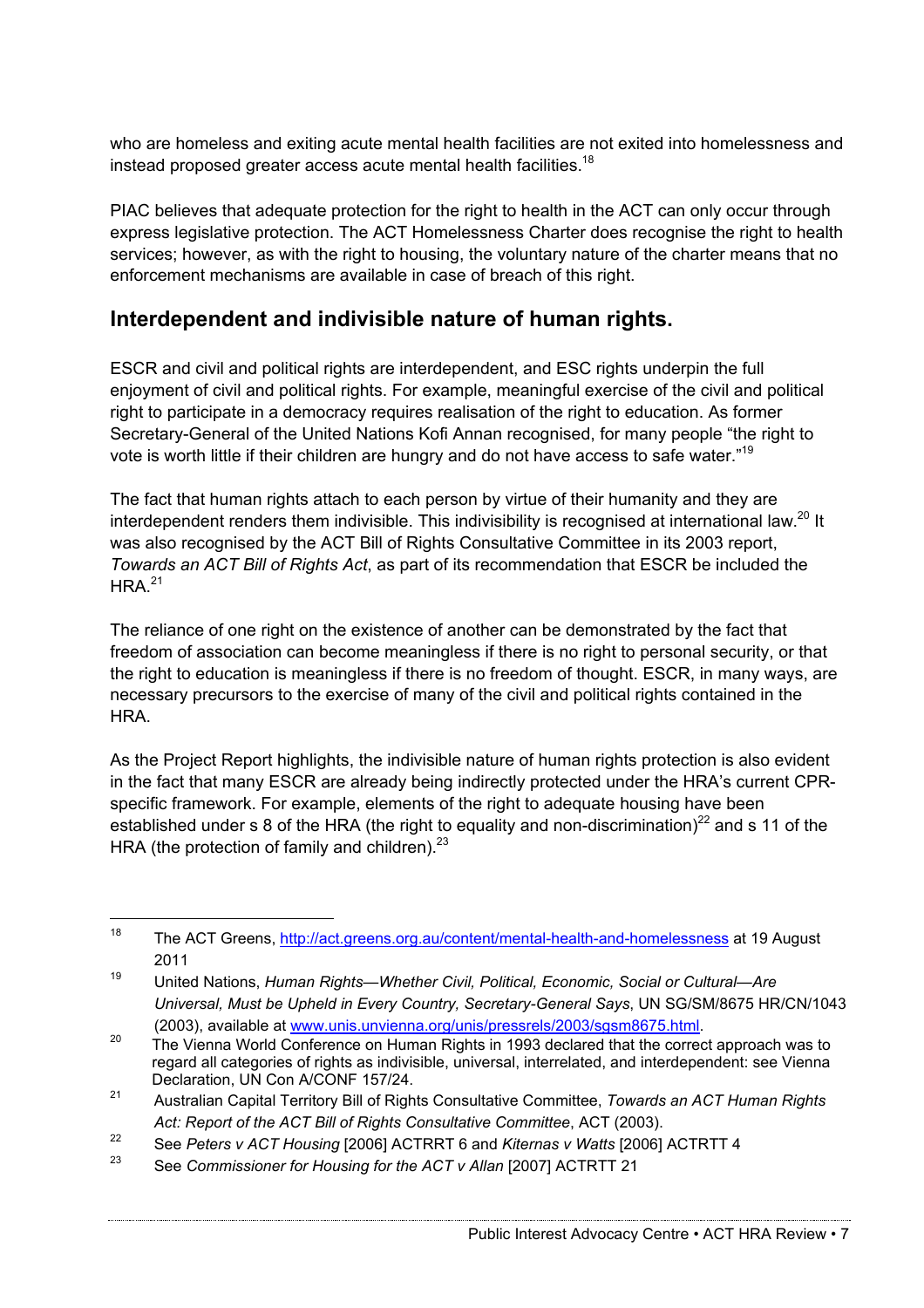who are homeless and exiting acute mental health facilities are not exited into homelessness and instead proposed greater access acute mental health facilities.[18]

PIAC believes that adequate protection for the right to health in the ACT can only occur through express legislative protection. The ACT Homelessness Charter does recognise the right to health services; however, as with the right to housing, the voluntary nature of the charter means that no enforcement mechanisms are available in case of breach of this right.

## Interdependent and indivisible nature of human rights.

ESCR and civil and political rights are interdependent, and ESC rights underpin the full enjoyment of civil and political rights. For example, meaningful exercise of the civil and political right to participate in a democracy requires realisation of the right to education. As former Secretary-General of the United Nations Kofi Annan recognised, for many people "the right to vote is worth little if their children are hungry and do not have access to safe water."[19]

The fact that human rights attach to each person by virtue of their humanity and they are interdependent renders them indivisible. This indivisibility is recognised at international law.[20] It was also recognised by the ACT Bill of Rights Consultative Committee in its 2003 report, *Towards an ACT Bill of Rights Act*, as part of its recommendation that ESCR be included the HRA.[21]

The reliance of one right on the existence of another can be demonstrated by the fact that freedom of association can become meaningless if there is no right to personal security, or that the right to education is meaningless if there is no freedom of thought. ESCR, in many ways, are necessary precursors to the exercise of many of the civil and political rights contained in the HRA.

As the Project Report highlights, the indivisible nature of human rights protection is also evident in the fact that many ESCR are already being indirectly protected under the HRA's current CPR-specific framework. For example, elements of the right to adequate housing have been established under s 8 of the HRA (the right to equality and non-discrimination)[22] and s 11 of the HRA (the protection of family and children).[23]

---

[18] The ACT Greens, http://act.greens.org.au/content/mental-health-and-homelessness at 19 August 2011

[19] United Nations, *Human Rights—Whether Civil, Political, Economic, Social or Cultural—Are Universal, Must be Upheld in Every Country, Secretary-General Says*, UN SG/SM/8675 HR/CN/1043 (2003), available at www.unis.unvienna.org/unis/pressrels/2003/sgsm8675.html.

[20] The Vienna World Conference on Human Rights in 1993 declared that the correct approach was to regard all categories of rights as indivisible, universal, interrelated, and interdependent: see Vienna Declaration, UN Con A/CONF 157/24.

[21] Australian Capital Territory Bill of Rights Consultative Committee, *Towards an ACT Human Rights Act: Report of the ACT Bill of Rights Consultative Committee*, ACT (2003).

[22] See *Peters v ACT Housing* [2006] ACTRRT 6 and *Kiternas v Watts* [2006] ACTRTT 4

[23] See *Commissioner for Housing for the ACT v Allan* [2007] ACTRTT 21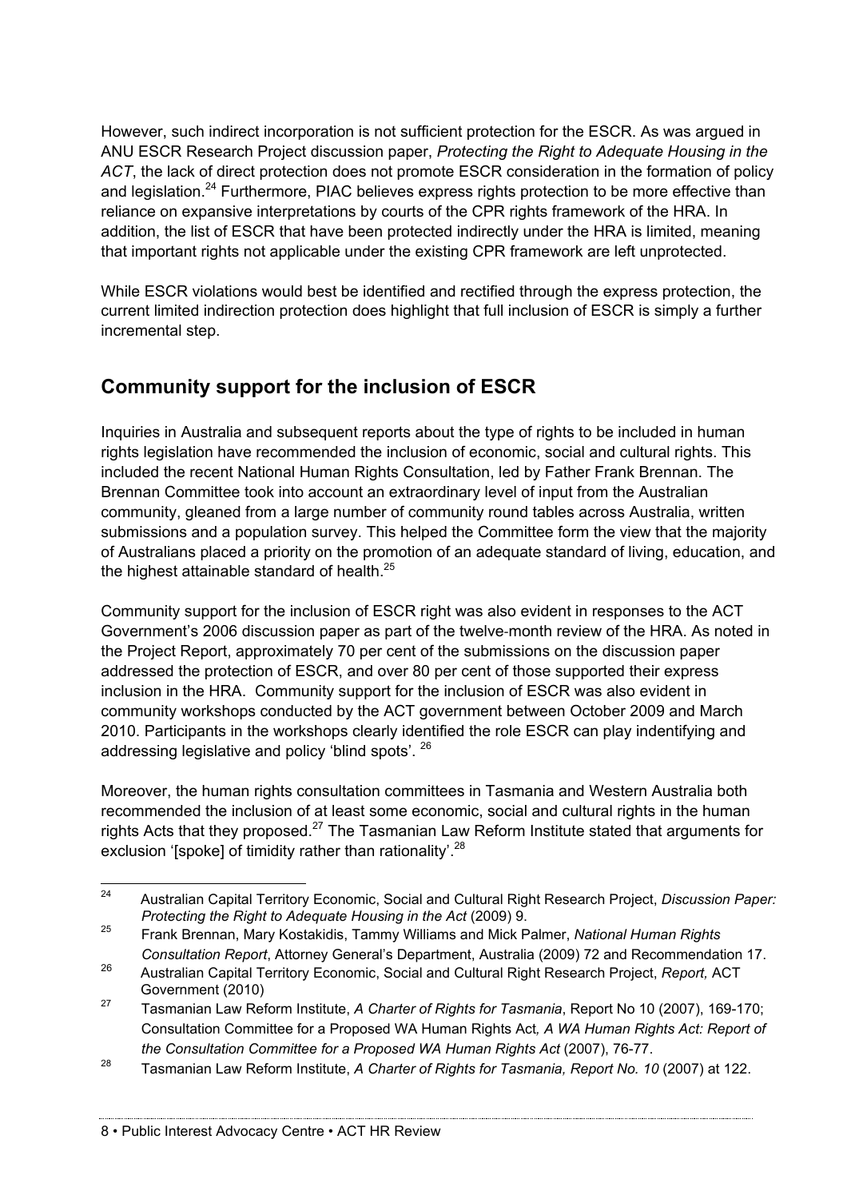However, such indirect incorporation is not sufficient protection for the ESCR. As was argued in ANU ESCR Research Project discussion paper, *Protecting the Right to Adequate Housing in the ACT*, the lack of direct protection does not promote ESCR consideration in the formation of policy and legislation.[24] Furthermore, PIAC believes express rights protection to be more effective than reliance on expansive interpretations by courts of the CPR rights framework of the HRA. In addition, the list of ESCR that have been protected indirectly under the HRA is limited, meaning that important rights not applicable under the existing CPR framework are left unprotected.

While ESCR violations would best be identified and rectified through the express protection, the current limited indirection protection does highlight that full inclusion of ESCR is simply a further incremental step.

## Community support for the inclusion of ESCR

Inquiries in Australia and subsequent reports about the type of rights to be included in human rights legislation have recommended the inclusion of economic, social and cultural rights. This included the recent National Human Rights Consultation, led by Father Frank Brennan. The Brennan Committee took into account an extraordinary level of input from the Australian community, gleaned from a large number of community round tables across Australia, written submissions and a population survey. This helped the Committee form the view that the majority of Australians placed a priority on the promotion of an adequate standard of living, education, and the highest attainable standard of health.[25]

Community support for the inclusion of ESCR right was also evident in responses to the ACT Government's 2006 discussion paper as part of the twelve-month review of the HRA. As noted in the Project Report, approximately 70 per cent of the submissions on the discussion paper addressed the protection of ESCR, and over 80 per cent of those supported their express inclusion in the HRA. Community support for the inclusion of ESCR was also evident in community workshops conducted by the ACT government between October 2009 and March 2010. Participants in the workshops clearly identified the role ESCR can play indentifying and addressing legislative and policy 'blind spots'.[26]

Moreover, the human rights consultation committees in Tasmania and Western Australia both recommended the inclusion of at least some economic, social and cultural rights in the human rights Acts that they proposed.[27] The Tasmanian Law Reform Institute stated that arguments for exclusion '[spoke] of timidity rather than rationality'.[28]

---

[24] Australian Capital Territory Economic, Social and Cultural Right Research Project, *Discussion Paper: Protecting the Right to Adequate Housing in the Act* (2009) 9.

[25] Frank Brennan, Mary Kostakidis, Tammy Williams and Mick Palmer, *National Human Rights Consultation Report*, Attorney General's Department, Australia (2009) 72 and Recommendation 17.

[26] Australian Capital Territory Economic, Social and Cultural Right Research Project, *Report,* ACT Government (2010)

[27] Tasmanian Law Reform Institute, *A Charter of Rights for Tasmania*, Report No 10 (2007), 169-170; Consultation Committee for a Proposed WA Human Rights Act*, A WA Human Rights Act: Report of the Consultation Committee for a Proposed WA Human Rights Act* (2007), 76-77.

[28] Tasmanian Law Reform Institute, *A Charter of Rights for Tasmania, Report No. 10* (2007) at 122.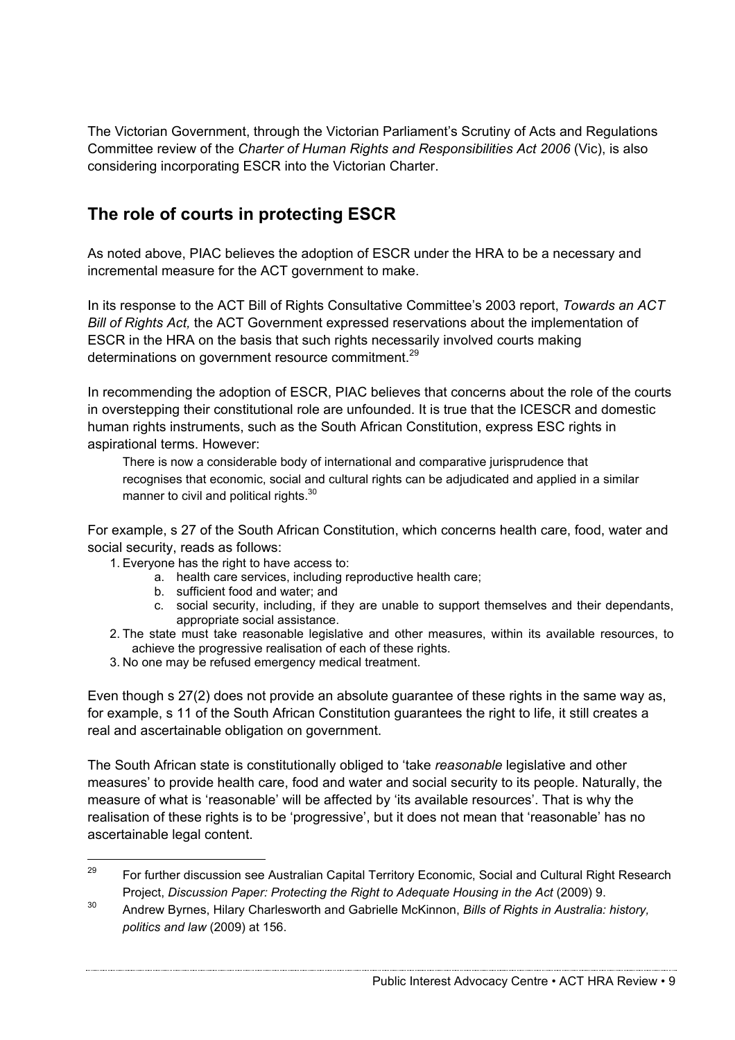The Victorian Government, through the Victorian Parliament's Scrutiny of Acts and Regulations Committee review of the *Charter of Human Rights and Responsibilities Act 2006* (Vic), is also considering incorporating ESCR into the Victorian Charter.

## The role of courts in protecting ESCR

As noted above, PIAC believes the adoption of ESCR under the HRA to be a necessary and incremental measure for the ACT government to make.

In its response to the ACT Bill of Rights Consultative Committee's 2003 report, *Towards an ACT Bill of Rights Act,* the ACT Government expressed reservations about the implementation of ESCR in the HRA on the basis that such rights necessarily involved courts making determinations on government resource commitment.[29]

In recommending the adoption of ESCR, PIAC believes that concerns about the role of the courts in overstepping their constitutional role are unfounded. It is true that the ICESCR and domestic human rights instruments, such as the South African Constitution, express ESC rights in aspirational terms. However:

> There is now a considerable body of international and comparative jurisprudence that recognises that economic, social and cultural rights can be adjudicated and applied in a similar manner to civil and political rights.[30]

For example, s 27 of the South African Constitution, which concerns health care, food, water and social security, reads as follows:

1. Everyone has the right to have access to:
    a. health care services, including reproductive health care;
    b. sufficient food and water; and
    c. social security, including, if they are unable to support themselves and their dependants, appropriate social assistance.
2. The state must take reasonable legislative and other measures, within its available resources, to achieve the progressive realisation of each of these rights.
3. No one may be refused emergency medical treatment.

Even though s 27(2) does not provide an absolute guarantee of these rights in the same way as, for example, s 11 of the South African Constitution guarantees the right to life, it still creates a real and ascertainable obligation on government.

The South African state is constitutionally obliged to 'take *reasonable* legislative and other measures' to provide health care, food and water and social security to its people. Naturally, the measure of what is 'reasonable' will be affected by 'its available resources'. That is why the realisation of these rights is to be 'progressive', but it does not mean that 'reasonable' has no ascertainable legal content.

---

[29] For further discussion see Australian Capital Territory Economic, Social and Cultural Right Research Project, *Discussion Paper: Protecting the Right to Adequate Housing in the Act* (2009) 9.

[30] Andrew Byrnes, Hilary Charlesworth and Gabrielle McKinnon, *Bills of Rights in Australia: history, politics and law* (2009) at 156.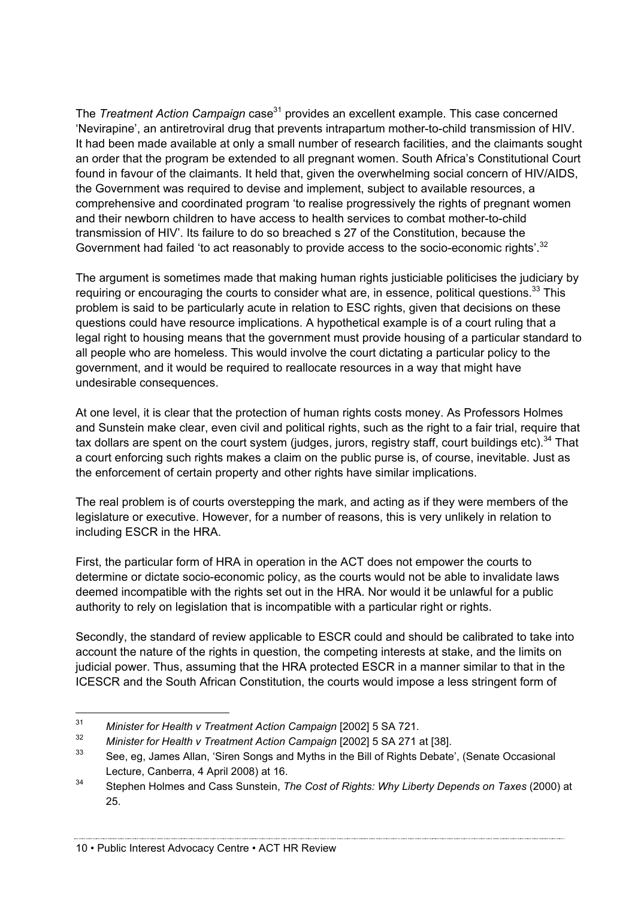The *Treatment Action Campaign* case[31] provides an excellent example. This case concerned 'Nevirapine', an antiretroviral drug that prevents intrapartum mother-to-child transmission of HIV. It had been made available at only a small number of research facilities, and the claimants sought an order that the program be extended to all pregnant women. South Africa's Constitutional Court found in favour of the claimants. It held that, given the overwhelming social concern of HIV/AIDS, the Government was required to devise and implement, subject to available resources, a comprehensive and coordinated program 'to realise progressively the rights of pregnant women and their newborn children to have access to health services to combat mother-to-child transmission of HIV'. Its failure to do so breached s 27 of the Constitution, because the Government had failed 'to act reasonably to provide access to the socio-economic rights'.[32]

The argument is sometimes made that making human rights justiciable politicises the judiciary by requiring or encouraging the courts to consider what are, in essence, political questions.[33] This problem is said to be particularly acute in relation to ESC rights, given that decisions on these questions could have resource implications. A hypothetical example is of a court ruling that a legal right to housing means that the government must provide housing of a particular standard to all people who are homeless. This would involve the court dictating a particular policy to the government, and it would be required to reallocate resources in a way that might have undesirable consequences.

At one level, it is clear that the protection of human rights costs money. As Professors Holmes and Sunstein make clear, even civil and political rights, such as the right to a fair trial, require that tax dollars are spent on the court system (judges, jurors, registry staff, court buildings etc).[34] That a court enforcing such rights makes a claim on the public purse is, of course, inevitable. Just as the enforcement of certain property and other rights have similar implications.

The real problem is of courts overstepping the mark, and acting as if they were members of the legislature or executive. However, for a number of reasons, this is very unlikely in relation to including ESCR in the HRA.

First, the particular form of HRA in operation in the ACT does not empower the courts to determine or dictate socio-economic policy, as the courts would not be able to invalidate laws deemed incompatible with the rights set out in the HRA. Nor would it be unlawful for a public authority to rely on legislation that is incompatible with a particular right or rights.

Secondly, the standard of review applicable to ESCR could and should be calibrated to take into account the nature of the rights in question, the competing interests at stake, and the limits on judicial power. Thus, assuming that the HRA protected ESCR in a manner similar to that in the ICESCR and the South African Constitution, the courts would impose a less stringent form of

---

[31] *Minister for Health v Treatment Action Campaign* [2002] 5 SA 721.

[32] *Minister for Health v Treatment Action Campaign* [2002] 5 SA 271 at [38].

[33] See, eg, James Allan, 'Siren Songs and Myths in the Bill of Rights Debate', (Senate Occasional Lecture, Canberra, 4 April 2008) at 16.

[34] Stephen Holmes and Cass Sunstein, *The Cost of Rights: Why Liberty Depends on Taxes* (2000) at 25.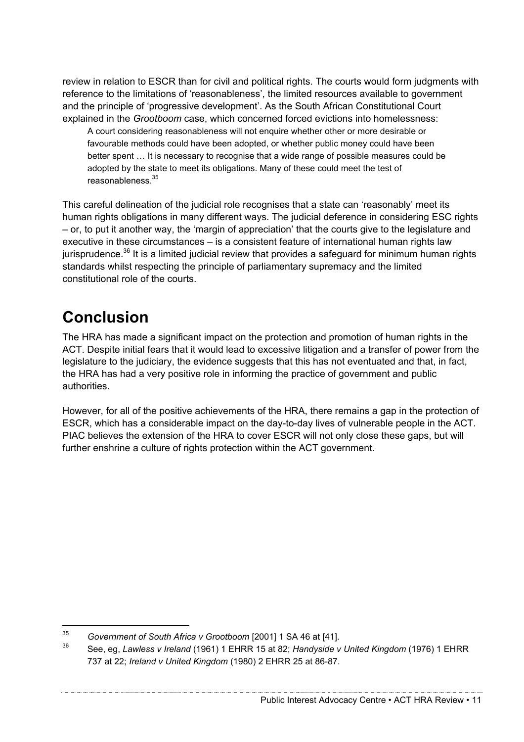review in relation to ESCR than for civil and political rights. The courts would form judgments with reference to the limitations of 'reasonableness', the limited resources available to government and the principle of 'progressive development'. As the South African Constitutional Court explained in the *Grootboom* case, which concerned forced evictions into homelessness:

> A court considering reasonableness will not enquire whether other or more desirable or favourable methods could have been adopted, or whether public money could have been better spent … It is necessary to recognise that a wide range of possible measures could be adopted by the state to meet its obligations. Many of these could meet the test of reasonableness.[35]

This careful delineation of the judicial role recognises that a state can 'reasonably' meet its human rights obligations in many different ways. The judicial deference in considering ESC rights – or, to put it another way, the 'margin of appreciation' that the courts give to the legislature and executive in these circumstances – is a consistent feature of international human rights law jurisprudence.[36] It is a limited judicial review that provides a safeguard for minimum human rights standards whilst respecting the principle of parliamentary supremacy and the limited constitutional role of the courts.

# Conclusion

The HRA has made a significant impact on the protection and promotion of human rights in the ACT. Despite initial fears that it would lead to excessive litigation and a transfer of power from the legislature to the judiciary, the evidence suggests that this has not eventuated and that, in fact, the HRA has had a very positive role in informing the practice of government and public authorities.

However, for all of the positive achievements of the HRA, there remains a gap in the protection of ESCR, which has a considerable impact on the day-to-day lives of vulnerable people in the ACT. PIAC believes the extension of the HRA to cover ESCR will not only close these gaps, but will further enshrine a culture of rights protection within the ACT government.

---

[35] *Government of South Africa v Grootboom* [2001] 1 SA 46 at [41].

[36] See, eg, *Lawless v Ireland* (1961) 1 EHRR 15 at 82; *Handyside v United Kingdom* (1976) 1 EHRR 737 at 22; *Ireland v United Kingdom* (1980) 2 EHRR 25 at 86-87.